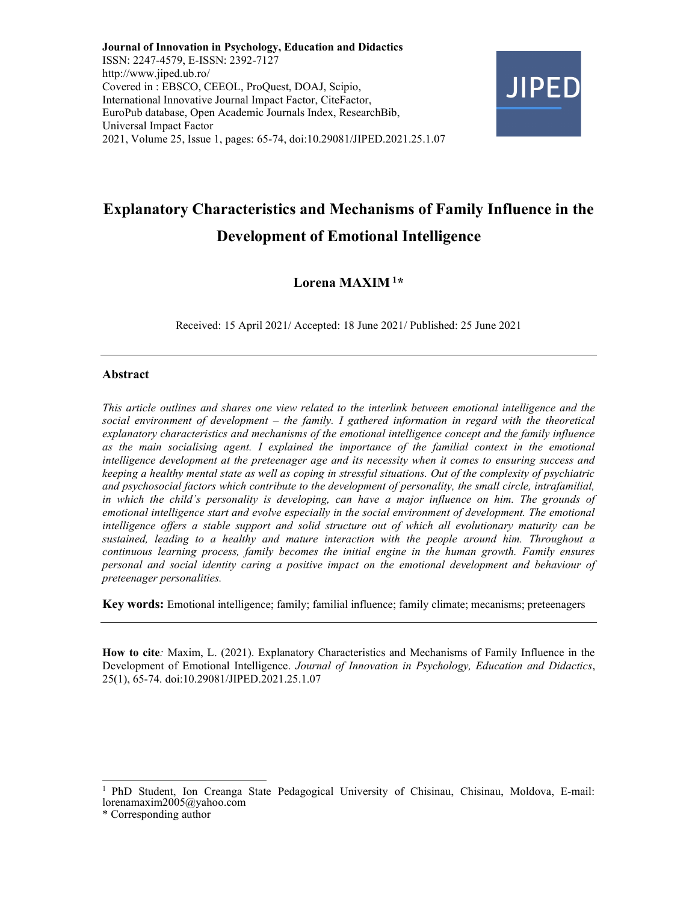**Journal of Innovation in Psychology, Education and Didactics**
ISSN: 2247-4579, E-ISSN: 2392-7127
http://www.jiped.ub.ro/
Covered in : EBSCO, CEEOL, ProQuest, DOAJ, Scipio, International Innovative Journal Impact Factor, CiteFactor, EuroPub database, Open Academic Journals Index, ResearchBib, Universal Impact Factor
2021, Volume 25, Issue 1, pages: 65-74, doi:10.29081/JIPED.2021.25.1.07

# Explanatory Characteristics and Mechanisms of Family Influence in the Development of Emotional Intelligence

**Lorena MAXIM [1]***

Received: 15 April 2021/ Accepted: 18 June 2021/ Published: 25 June 2021

---

## Abstract

*This article outlines and shares one view related to the interlink between emotional intelligence and the social environment of development – the family. I gathered information in regard with the theoretical explanatory characteristics and mechanisms of the emotional intelligence concept and the family influence as the main socialising agent. I explained the importance of the familial context in the emotional intelligence development at the preteenager age and its necessity when it comes to ensuring success and keeping a healthy mental state as well as coping in stressful situations. Out of the complexity of psychiatric and psychosocial factors which contribute to the development of personality, the small circle, intrafamilial, in which the child's personality is developing, can have a major influence on him. The grounds of emotional intelligence start and evolve especially in the social environment of development. The emotional intelligence offers a stable support and solid structure out of which all evolutionary maturity can be sustained, leading to a healthy and mature interaction with the people around him. Throughout a continuous learning process, family becomes the initial engine in the human growth. Family ensures personal and social identity caring a positive impact on the emotional development and behaviour of preteenager personalities.*

**Key words:** Emotional intelligence; family; familial influence; family climate; mecanisms; preteenagers

---

**How to cite***:* Maxim, L. (2021). Explanatory Characteristics and Mechanisms of Family Influence in the Development of Emotional Intelligence. *Journal of Innovation in Psychology, Education and Didactics*, 25(1), 65-74. doi:10.29081/JIPED.2021.25.1.07

---

[1] PhD Student, Ion Creanga State Pedagogical University of Chisinau, Chisinau, Moldova, E-mail: lorenamaxim2005@yahoo.com

\* Corresponding author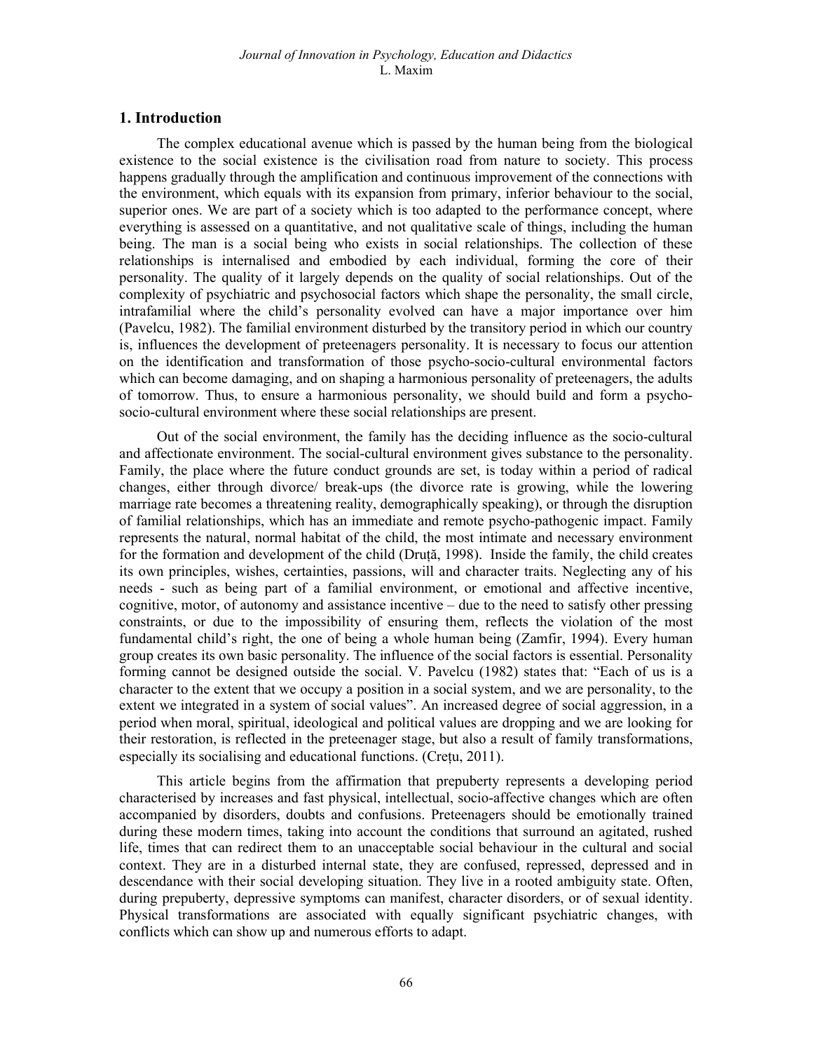## 1. Introduction

The complex educational avenue which is passed by the human being from the biological existence to the social existence is the civilisation road from nature to society. This process happens gradually through the amplification and continuous improvement of the connections with the environment, which equals with its expansion from primary, inferior behaviour to the social, superior ones. We are part of a society which is too adapted to the performance concept, where everything is assessed on a quantitative, and not qualitative scale of things, including the human being. The man is a social being who exists in social relationships. The collection of these relationships is internalised and embodied by each individual, forming the core of their personality. The quality of it largely depends on the quality of social relationships. Out of the complexity of psychiatric and psychosocial factors which shape the personality, the small circle, intrafamilial where the child's personality evolved can have a major importance over him (Pavelcu, 1982). The familial environment disturbed by the transitory period in which our country is, influences the development of preteenagers personality. It is necessary to focus our attention on the identification and transformation of those psycho-socio-cultural environmental factors which can become damaging, and on shaping a harmonious personality of preteenagers, the adults of tomorrow. Thus, to ensure a harmonious personality, we should build and form a psycho-socio-cultural environment where these social relationships are present.

Out of the social environment, the family has the deciding influence as the socio-cultural and affectionate environment. The social-cultural environment gives substance to the personality. Family, the place where the future conduct grounds are set, is today within a period of radical changes, either through divorce/ break-ups (the divorce rate is growing, while the lowering marriage rate becomes a threatening reality, demographically speaking), or through the disruption of familial relationships, which has an immediate and remote psycho-pathogenic impact. Family represents the natural, normal habitat of the child, the most intimate and necessary environment for the formation and development of the child (Druță, 1998). Inside the family, the child creates its own principles, wishes, certainties, passions, will and character traits. Neglecting any of his needs - such as being part of a familial environment, or emotional and affective incentive, cognitive, motor, of autonomy and assistance incentive – due to the need to satisfy other pressing constraints, or due to the impossibility of ensuring them, reflects the violation of the most fundamental child's right, the one of being a whole human being (Zamfir, 1994). Every human group creates its own basic personality. The influence of the social factors is essential. Personality forming cannot be designed outside the social. V. Pavelcu (1982) states that: "Each of us is a character to the extent that we occupy a position in a social system, and we are personality, to the extent we integrated in a system of social values". An increased degree of social aggression, in a period when moral, spiritual, ideological and political values are dropping and we are looking for their restoration, is reflected in the preteenager stage, but also a result of family transformations, especially its socialising and educational functions. (Crețu, 2011).

This article begins from the affirmation that prepuberty represents a developing period characterised by increases and fast physical, intellectual, socio-affective changes which are often accompanied by disorders, doubts and confusions. Preteenagers should be emotionally trained during these modern times, taking into account the conditions that surround an agitated, rushed life, times that can redirect them to an unacceptable social behaviour in the cultural and social context. They are in a disturbed internal state, they are confused, repressed, depressed and in descendance with their social developing situation. They live in a rooted ambiguity state. Often, during prepuberty, depressive symptoms can manifest, character disorders, or of sexual identity. Physical transformations are associated with equally significant psychiatric changes, with conflicts which can show up and numerous efforts to adapt.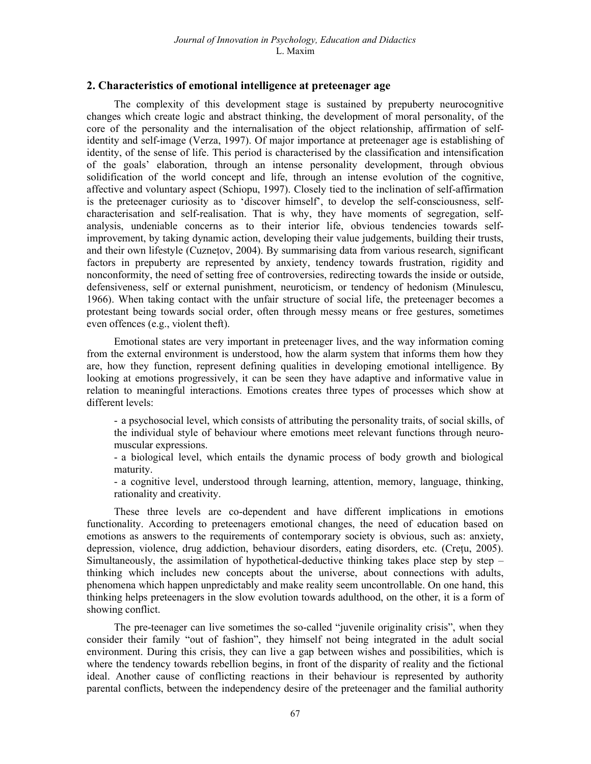## 2. Characteristics of emotional intelligence at preteenager age

The complexity of this development stage is sustained by prepuberty neurocognitive changes which create logic and abstract thinking, the development of moral personality, of the core of the personality and the internalisation of the object relationship, affirmation of self-identity and self-image (Verza, 1997). Of major importance at preteenager age is establishing of identity, of the sense of life. This period is characterised by the classification and intensification of the goals' elaboration, through an intense personality development, through obvious solidification of the world concept and life, through an intense evolution of the cognitive, affective and voluntary aspect (Schiopu, 1997). Closely tied to the inclination of self-affirmation is the preteenager curiosity as to 'discover himself', to develop the self-consciousness, self-characterisation and self-realisation. That is why, they have moments of segregation, self-analysis, undeniable concerns as to their interior life, obvious tendencies towards self-improvement, by taking dynamic action, developing their value judgements, building their trusts, and their own lifestyle (Cuznețov, 2004). By summarising data from various research, significant factors in prepuberty are represented by anxiety, tendency towards frustration, rigidity and nonconformity, the need of setting free of controversies, redirecting towards the inside or outside, defensiveness, self or external punishment, neuroticism, or tendency of hedonism (Minulescu, 1966). When taking contact with the unfair structure of social life, the preteenager becomes a protestant being towards social order, often through messy means or free gestures, sometimes even offences (e.g., violent theft).

Emotional states are very important in preteenager lives, and the way information coming from the external environment is understood, how the alarm system that informs them how they are, how they function, represent defining qualities in developing emotional intelligence. By looking at emotions progressively, it can be seen they have adaptive and informative value in relation to meaningful interactions. Emotions creates three types of processes which show at different levels:

- a psychosocial level, which consists of attributing the personality traits, of social skills, of the individual style of behaviour where emotions meet relevant functions through neuro-muscular expressions.
- a biological level, which entails the dynamic process of body growth and biological maturity.
- a cognitive level, understood through learning, attention, memory, language, thinking, rationality and creativity.

These three levels are co-dependent and have different implications in emotions functionality. According to preteenagers emotional changes, the need of education based on emotions as answers to the requirements of contemporary society is obvious, such as: anxiety, depression, violence, drug addiction, behaviour disorders, eating disorders, etc. (Crețu, 2005). Simultaneously, the assimilation of hypothetical-deductive thinking takes place step by step – thinking which includes new concepts about the universe, about connections with adults, phenomena which happen unpredictably and make reality seem uncontrollable. On one hand, this thinking helps preteenagers in the slow evolution towards adulthood, on the other, it is a form of showing conflict.

The pre-teenager can live sometimes the so-called "juvenile originality crisis", when they consider their family "out of fashion", they himself not being integrated in the adult social environment. During this crisis, they can live a gap between wishes and possibilities, which is where the tendency towards rebellion begins, in front of the disparity of reality and the fictional ideal. Another cause of conflicting reactions in their behaviour is represented by authority parental conflicts, between the independency desire of the preteenager and the familial authority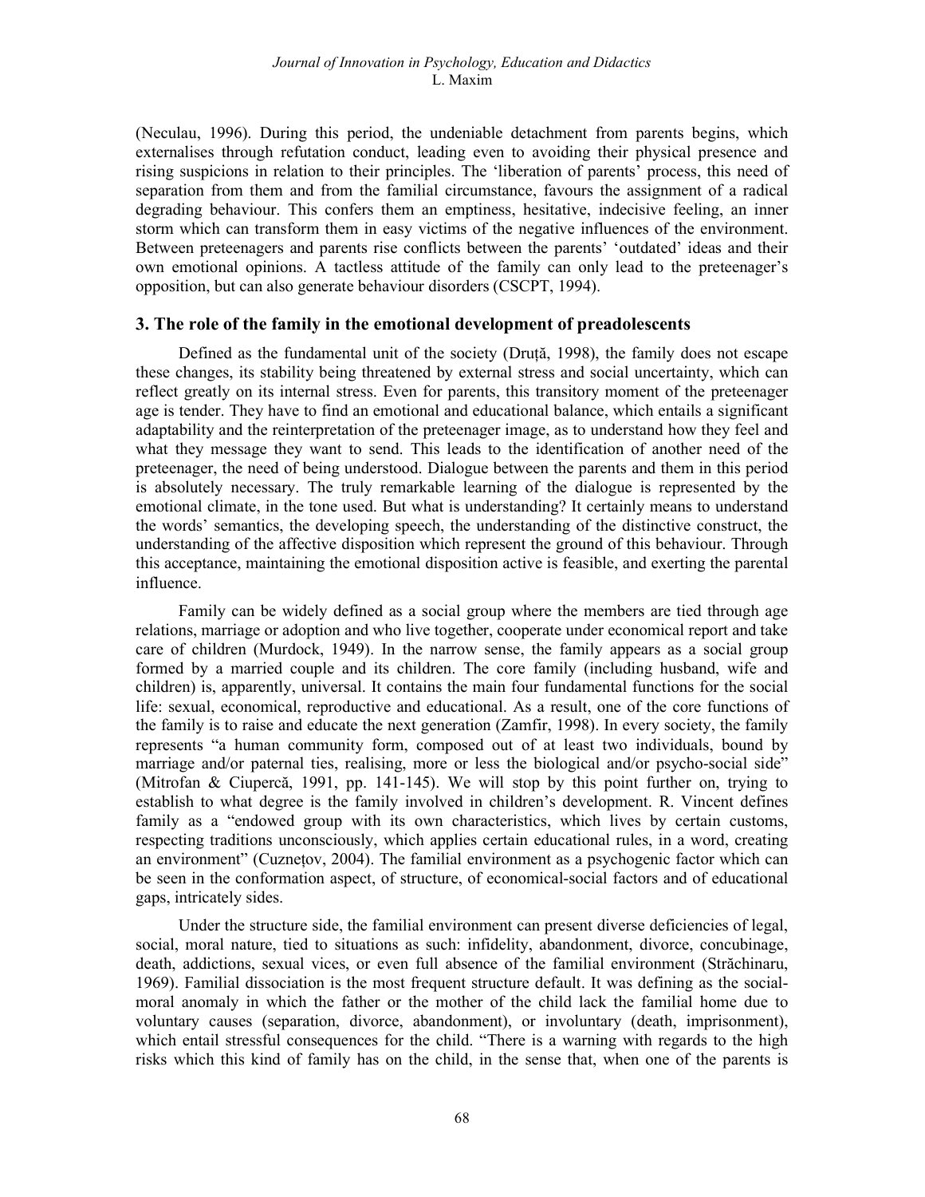(Neculau, 1996). During this period, the undeniable detachment from parents begins, which externalises through refutation conduct, leading even to avoiding their physical presence and rising suspicions in relation to their principles. The 'liberation of parents' process, this need of separation from them and from the familial circumstance, favours the assignment of a radical degrading behaviour. This confers them an emptiness, hesitative, indecisive feeling, an inner storm which can transform them in easy victims of the negative influences of the environment. Between preteenagers and parents rise conflicts between the parents' 'outdated' ideas and their own emotional opinions. A tactless attitude of the family can only lead to the preteenager's opposition, but can also generate behaviour disorders (CSCPT, 1994).

## 3. The role of the family in the emotional development of preadolescents

Defined as the fundamental unit of the society (Druță, 1998), the family does not escape these changes, its stability being threatened by external stress and social uncertainty, which can reflect greatly on its internal stress. Even for parents, this transitory moment of the preteenager age is tender. They have to find an emotional and educational balance, which entails a significant adaptability and the reinterpretation of the preteenager image, as to understand how they feel and what they message they want to send. This leads to the identification of another need of the preteenager, the need of being understood. Dialogue between the parents and them in this period is absolutely necessary. The truly remarkable learning of the dialogue is represented by the emotional climate, in the tone used. But what is understanding? It certainly means to understand the words' semantics, the developing speech, the understanding of the distinctive construct, the understanding of the affective disposition which represent the ground of this behaviour. Through this acceptance, maintaining the emotional disposition active is feasible, and exerting the parental influence.

Family can be widely defined as a social group where the members are tied through age relations, marriage or adoption and who live together, cooperate under economical report and take care of children (Murdock, 1949). In the narrow sense, the family appears as a social group formed by a married couple and its children. The core family (including husband, wife and children) is, apparently, universal. It contains the main four fundamental functions for the social life: sexual, economical, reproductive and educational. As a result, one of the core functions of the family is to raise and educate the next generation (Zamfir, 1998). In every society, the family represents "a human community form, composed out of at least two individuals, bound by marriage and/or paternal ties, realising, more or less the biological and/or psycho-social side" (Mitrofan & Ciupercă, 1991, pp. 141-145). We will stop by this point further on, trying to establish to what degree is the family involved in children's development. R. Vincent defines family as a "endowed group with its own characteristics, which lives by certain customs, respecting traditions unconsciously, which applies certain educational rules, in a word, creating an environment" (Cuznețov, 2004). The familial environment as a psychogenic factor which can be seen in the conformation aspect, of structure, of economical-social factors and of educational gaps, intricately sides.

Under the structure side, the familial environment can present diverse deficiencies of legal, social, moral nature, tied to situations as such: infidelity, abandonment, divorce, concubinage, death, addictions, sexual vices, or even full absence of the familial environment (Străchinaru, 1969). Familial dissociation is the most frequent structure default. It was defining as the social-moral anomaly in which the father or the mother of the child lack the familial home due to voluntary causes (separation, divorce, abandonment), or involuntary (death, imprisonment), which entail stressful consequences for the child. "There is a warning with regards to the high risks which this kind of family has on the child, in the sense that, when one of the parents is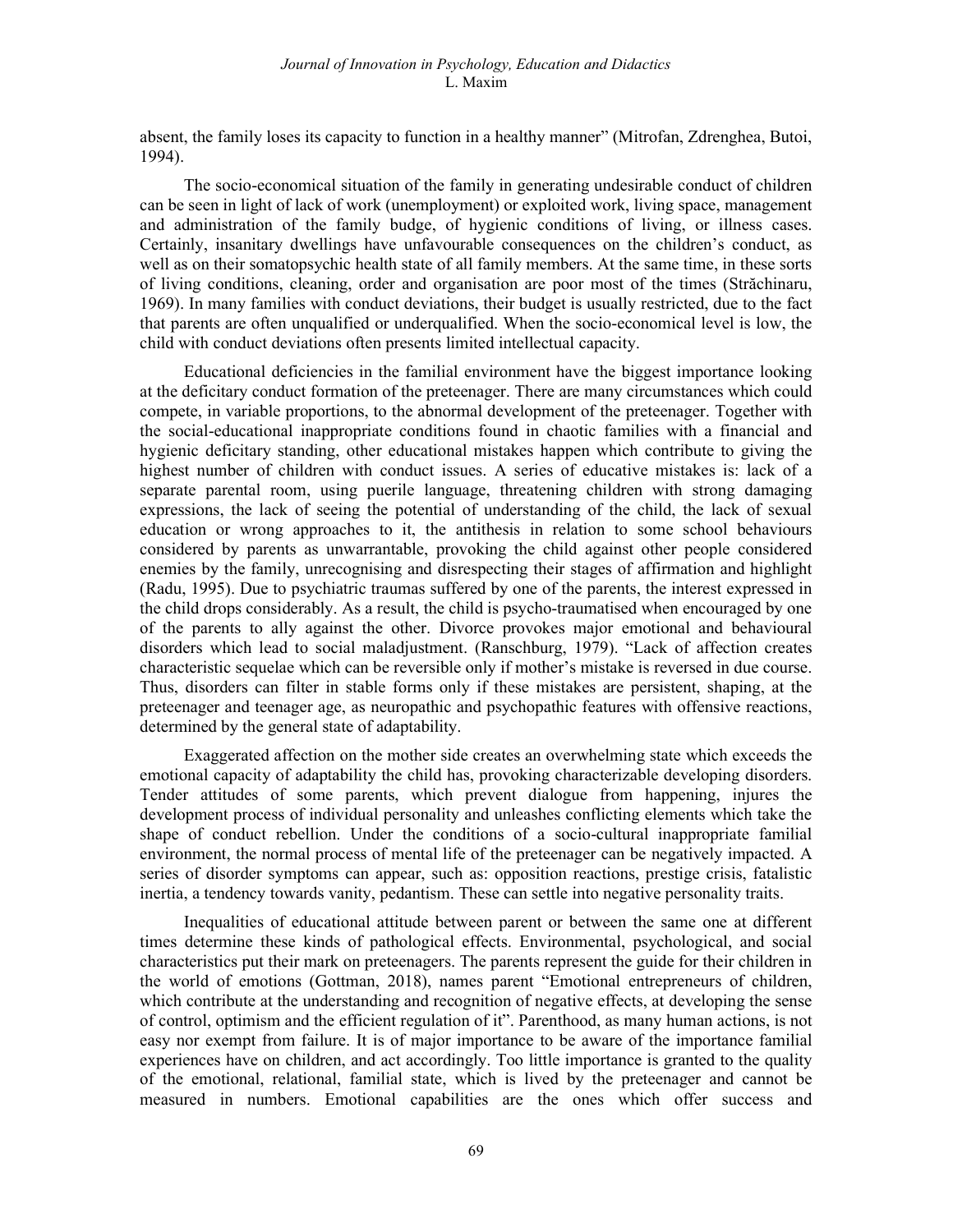absent, the family loses its capacity to function in a healthy manner" (Mitrofan, Zdrenghea, Butoi, 1994).

The socio-economical situation of the family in generating undesirable conduct of children can be seen in light of lack of work (unemployment) or exploited work, living space, management and administration of the family budge, of hygienic conditions of living, or illness cases. Certainly, insanitary dwellings have unfavourable consequences on the children's conduct, as well as on their somatopsychic health state of all family members. At the same time, in these sorts of living conditions, cleaning, order and organisation are poor most of the times (Străchinaru, 1969). In many families with conduct deviations, their budget is usually restricted, due to the fact that parents are often unqualified or underqualified. When the socio-economical level is low, the child with conduct deviations often presents limited intellectual capacity.

Educational deficiencies in the familial environment have the biggest importance looking at the deficitary conduct formation of the preteenager. There are many circumstances which could compete, in variable proportions, to the abnormal development of the preteenager. Together with the social-educational inappropriate conditions found in chaotic families with a financial and hygienic deficitary standing, other educational mistakes happen which contribute to giving the highest number of children with conduct issues. A series of educative mistakes is: lack of a separate parental room, using puerile language, threatening children with strong damaging expressions, the lack of seeing the potential of understanding of the child, the lack of sexual education or wrong approaches to it, the antithesis in relation to some school behaviours considered by parents as unwarrantable, provoking the child against other people considered enemies by the family, unrecognising and disrespecting their stages of affirmation and highlight (Radu, 1995). Due to psychiatric traumas suffered by one of the parents, the interest expressed in the child drops considerably. As a result, the child is psycho-traumatised when encouraged by one of the parents to ally against the other. Divorce provokes major emotional and behavioural disorders which lead to social maladjustment. (Ranschburg, 1979). "Lack of affection creates characteristic sequelae which can be reversible only if mother's mistake is reversed in due course. Thus, disorders can filter in stable forms only if these mistakes are persistent, shaping, at the preteenager and teenager age, as neuropathic and psychopathic features with offensive reactions, determined by the general state of adaptability.

Exaggerated affection on the mother side creates an overwhelming state which exceeds the emotional capacity of adaptability the child has, provoking characterizable developing disorders. Tender attitudes of some parents, which prevent dialogue from happening, injures the development process of individual personality and unleashes conflicting elements which take the shape of conduct rebellion. Under the conditions of a socio-cultural inappropriate familial environment, the normal process of mental life of the preteenager can be negatively impacted. A series of disorder symptoms can appear, such as: opposition reactions, prestige crisis, fatalistic inertia, a tendency towards vanity, pedantism. These can settle into negative personality traits.

Inequalities of educational attitude between parent or between the same one at different times determine these kinds of pathological effects. Environmental, psychological, and social characteristics put their mark on preteenagers. The parents represent the guide for their children in the world of emotions (Gottman, 2018), names parent "Emotional entrepreneurs of children, which contribute at the understanding and recognition of negative effects, at developing the sense of control, optimism and the efficient regulation of it". Parenthood, as many human actions, is not easy nor exempt from failure. It is of major importance to be aware of the importance familial experiences have on children, and act accordingly. Too little importance is granted to the quality of the emotional, relational, familial state, which is lived by the preteenager and cannot be measured in numbers. Emotional capabilities are the ones which offer success and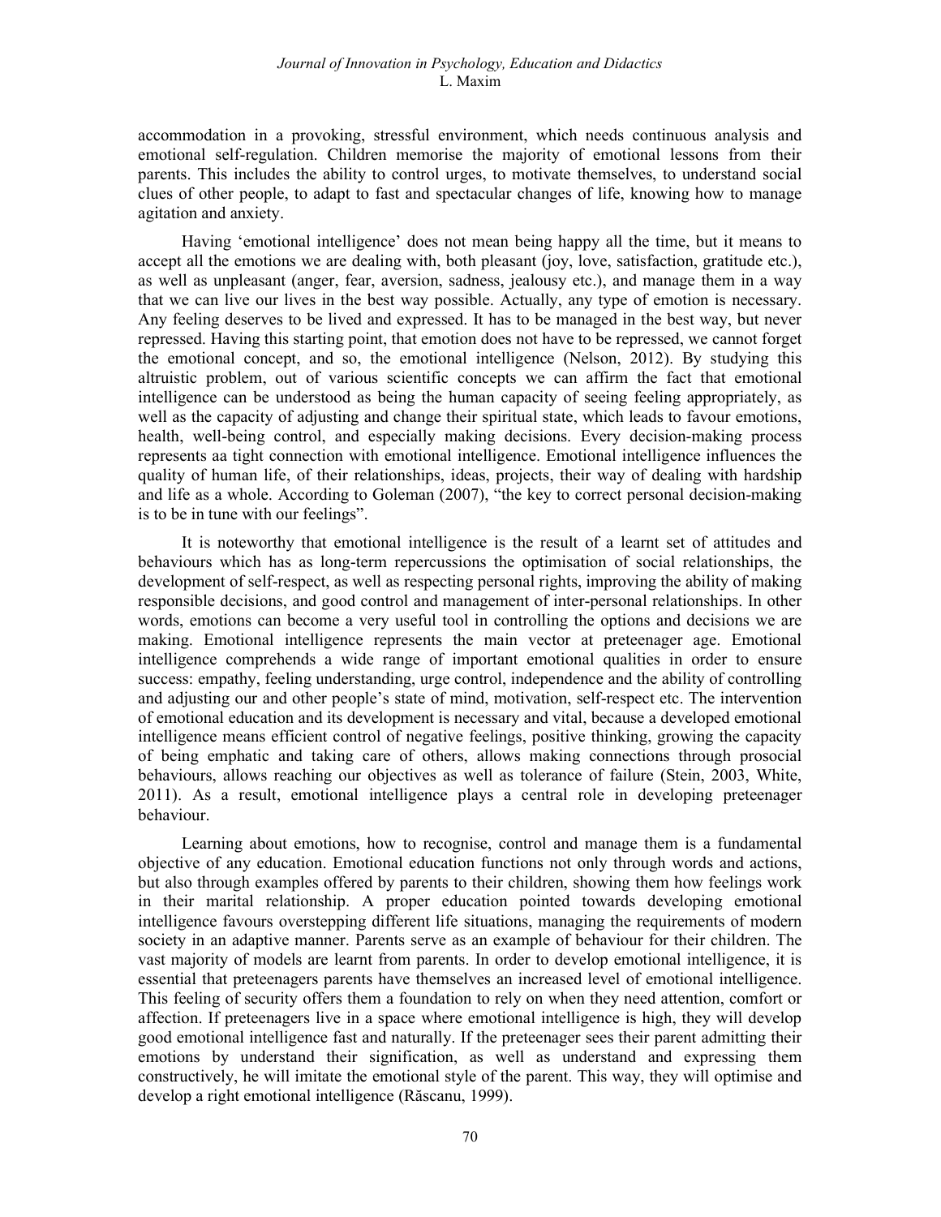accommodation in a provoking, stressful environment, which needs continuous analysis and emotional self-regulation. Children memorise the majority of emotional lessons from their parents. This includes the ability to control urges, to motivate themselves, to understand social clues of other people, to adapt to fast and spectacular changes of life, knowing how to manage agitation and anxiety.

Having 'emotional intelligence' does not mean being happy all the time, but it means to accept all the emotions we are dealing with, both pleasant (joy, love, satisfaction, gratitude etc.), as well as unpleasant (anger, fear, aversion, sadness, jealousy etc.), and manage them in a way that we can live our lives in the best way possible. Actually, any type of emotion is necessary. Any feeling deserves to be lived and expressed. It has to be managed in the best way, but never repressed. Having this starting point, that emotion does not have to be repressed, we cannot forget the emotional concept, and so, the emotional intelligence (Nelson, 2012). By studying this altruistic problem, out of various scientific concepts we can affirm the fact that emotional intelligence can be understood as being the human capacity of seeing feeling appropriately, as well as the capacity of adjusting and change their spiritual state, which leads to favour emotions, health, well-being control, and especially making decisions. Every decision-making process represents aa tight connection with emotional intelligence. Emotional intelligence influences the quality of human life, of their relationships, ideas, projects, their way of dealing with hardship and life as a whole. According to Goleman (2007), "the key to correct personal decision-making is to be in tune with our feelings".

It is noteworthy that emotional intelligence is the result of a learnt set of attitudes and behaviours which has as long-term repercussions the optimisation of social relationships, the development of self-respect, as well as respecting personal rights, improving the ability of making responsible decisions, and good control and management of inter-personal relationships. In other words, emotions can become a very useful tool in controlling the options and decisions we are making. Emotional intelligence represents the main vector at preteenager age. Emotional intelligence comprehends a wide range of important emotional qualities in order to ensure success: empathy, feeling understanding, urge control, independence and the ability of controlling and adjusting our and other people's state of mind, motivation, self-respect etc. The intervention of emotional education and its development is necessary and vital, because a developed emotional intelligence means efficient control of negative feelings, positive thinking, growing the capacity of being emphatic and taking care of others, allows making connections through prosocial behaviours, allows reaching our objectives as well as tolerance of failure (Stein, 2003, White, 2011). As a result, emotional intelligence plays a central role in developing preteenager behaviour.

Learning about emotions, how to recognise, control and manage them is a fundamental objective of any education. Emotional education functions not only through words and actions, but also through examples offered by parents to their children, showing them how feelings work in their marital relationship. A proper education pointed towards developing emotional intelligence favours overstepping different life situations, managing the requirements of modern society in an adaptive manner. Parents serve as an example of behaviour for their children. The vast majority of models are learnt from parents. In order to develop emotional intelligence, it is essential that preteenagers parents have themselves an increased level of emotional intelligence. This feeling of security offers them a foundation to rely on when they need attention, comfort or affection. If preteenagers live in a space where emotional intelligence is high, they will develop good emotional intelligence fast and naturally. If the preteenager sees their parent admitting their emotions by understand their signification, as well as understand and expressing them constructively, he will imitate the emotional style of the parent. This way, they will optimise and develop a right emotional intelligence (Răscanu, 1999).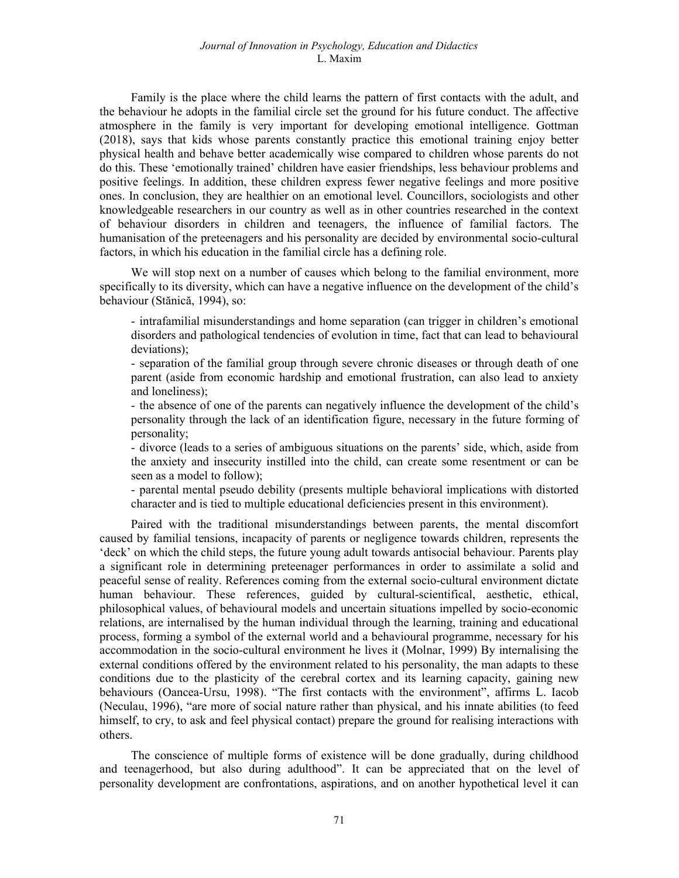Family is the place where the child learns the pattern of first contacts with the adult, and the behaviour he adopts in the familial circle set the ground for his future conduct. The affective atmosphere in the family is very important for developing emotional intelligence. Gottman (2018), says that kids whose parents constantly practice this emotional training enjoy better physical health and behave better academically wise compared to children whose parents do not do this. These 'emotionally trained' children have easier friendships, less behaviour problems and positive feelings. In addition, these children express fewer negative feelings and more positive ones. In conclusion, they are healthier on an emotional level. Councillors, sociologists and other knowledgeable researchers in our country as well as in other countries researched in the context of behaviour disorders in children and teenagers, the influence of familial factors. The humanisation of the preteenagers and his personality are decided by environmental socio-cultural factors, in which his education in the familial circle has a defining role.

We will stop next on a number of causes which belong to the familial environment, more specifically to its diversity, which can have a negative influence on the development of the child's behaviour (Stănică, 1994), so:

- intrafamilial misunderstandings and home separation (can trigger in children's emotional disorders and pathological tendencies of evolution in time, fact that can lead to behavioural deviations);
- separation of the familial group through severe chronic diseases or through death of one parent (aside from economic hardship and emotional frustration, can also lead to anxiety and loneliness);
- the absence of one of the parents can negatively influence the development of the child's personality through the lack of an identification figure, necessary in the future forming of personality;
- divorce (leads to a series of ambiguous situations on the parents' side, which, aside from the anxiety and insecurity instilled into the child, can create some resentment or can be seen as a model to follow);
- parental mental pseudo debility (presents multiple behavioral implications with distorted character and is tied to multiple educational deficiencies present in this environment).

Paired with the traditional misunderstandings between parents, the mental discomfort caused by familial tensions, incapacity of parents or negligence towards children, represents the 'deck' on which the child steps, the future young adult towards antisocial behaviour. Parents play a significant role in determining preteenager performances in order to assimilate a solid and peaceful sense of reality. References coming from the external socio-cultural environment dictate human behaviour. These references, guided by cultural-scientifical, aesthetic, ethical, philosophical values, of behavioural models and uncertain situations impelled by socio-economic relations, are internalised by the human individual through the learning, training and educational process, forming a symbol of the external world and a behavioural programme, necessary for his accommodation in the socio-cultural environment he lives it (Molnar, 1999) By internalising the external conditions offered by the environment related to his personality, the man adapts to these conditions due to the plasticity of the cerebral cortex and its learning capacity, gaining new behaviours (Oancea-Ursu, 1998). "The first contacts with the environment", affirms L. Iacob (Neculau, 1996), "are more of social nature rather than physical, and his innate abilities (to feed himself, to cry, to ask and feel physical contact) prepare the ground for realising interactions with others.

The conscience of multiple forms of existence will be done gradually, during childhood and teenagerhood, but also during adulthood". It can be appreciated that on the level of personality development are confrontations, aspirations, and on another hypothetical level it can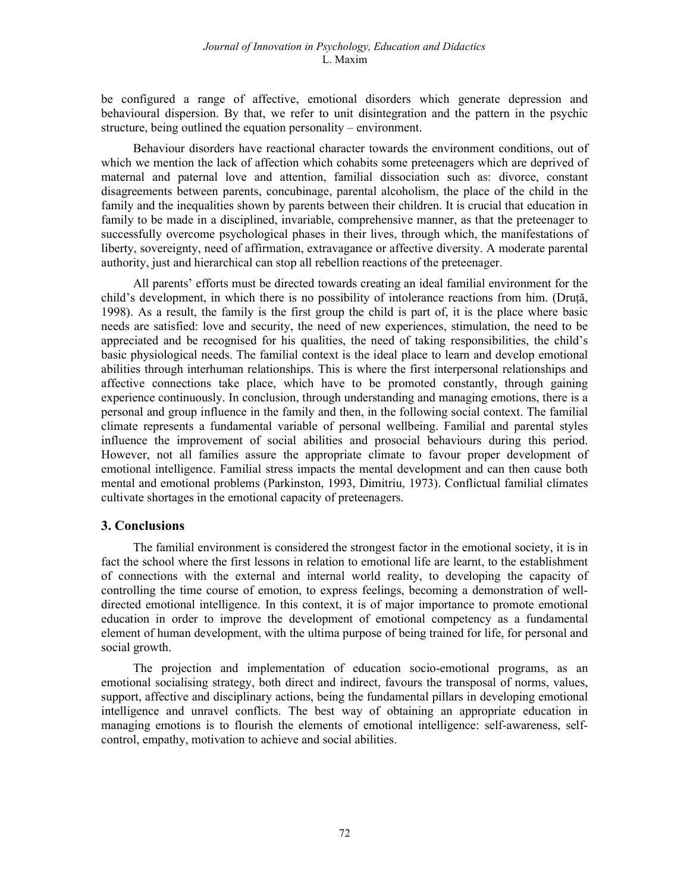be configured a range of affective, emotional disorders which generate depression and behavioural dispersion. By that, we refer to unit disintegration and the pattern in the psychic structure, being outlined the equation personality – environment.

Behaviour disorders have reactional character towards the environment conditions, out of which we mention the lack of affection which cohabits some preteenagers which are deprived of maternal and paternal love and attention, familial dissociation such as: divorce, constant disagreements between parents, concubinage, parental alcoholism, the place of the child in the family and the inequalities shown by parents between their children. It is crucial that education in family to be made in a disciplined, invariable, comprehensive manner, as that the preteenager to successfully overcome psychological phases in their lives, through which, the manifestations of liberty, sovereignty, need of affirmation, extravagance or affective diversity. A moderate parental authority, just and hierarchical can stop all rebellion reactions of the preteenager.

All parents' efforts must be directed towards creating an ideal familial environment for the child's development, in which there is no possibility of intolerance reactions from him. (Druță, 1998). As a result, the family is the first group the child is part of, it is the place where basic needs are satisfied: love and security, the need of new experiences, stimulation, the need to be appreciated and be recognised for his qualities, the need of taking responsibilities, the child's basic physiological needs. The familial context is the ideal place to learn and develop emotional abilities through interhuman relationships. This is where the first interpersonal relationships and affective connections take place, which have to be promoted constantly, through gaining experience continuously. In conclusion, through understanding and managing emotions, there is a personal and group influence in the family and then, in the following social context. The familial climate represents a fundamental variable of personal wellbeing. Familial and parental styles influence the improvement of social abilities and prosocial behaviours during this period. However, not all families assure the appropriate climate to favour proper development of emotional intelligence. Familial stress impacts the mental development and can then cause both mental and emotional problems (Parkinston, 1993, Dimitriu, 1973). Conflictual familial climates cultivate shortages in the emotional capacity of preteenagers.

## 3. Conclusions

The familial environment is considered the strongest factor in the emotional society, it is in fact the school where the first lessons in relation to emotional life are learnt, to the establishment of connections with the external and internal world reality, to developing the capacity of controlling the time course of emotion, to express feelings, becoming a demonstration of well-directed emotional intelligence. In this context, it is of major importance to promote emotional education in order to improve the development of emotional competency as a fundamental element of human development, with the ultima purpose of being trained for life, for personal and social growth.

The projection and implementation of education socio-emotional programs, as an emotional socialising strategy, both direct and indirect, favours the transposal of norms, values, support, affective and disciplinary actions, being the fundamental pillars in developing emotional intelligence and unravel conflicts. The best way of obtaining an appropriate education in managing emotions is to flourish the elements of emotional intelligence: self-awareness, self-control, empathy, motivation to achieve and social abilities.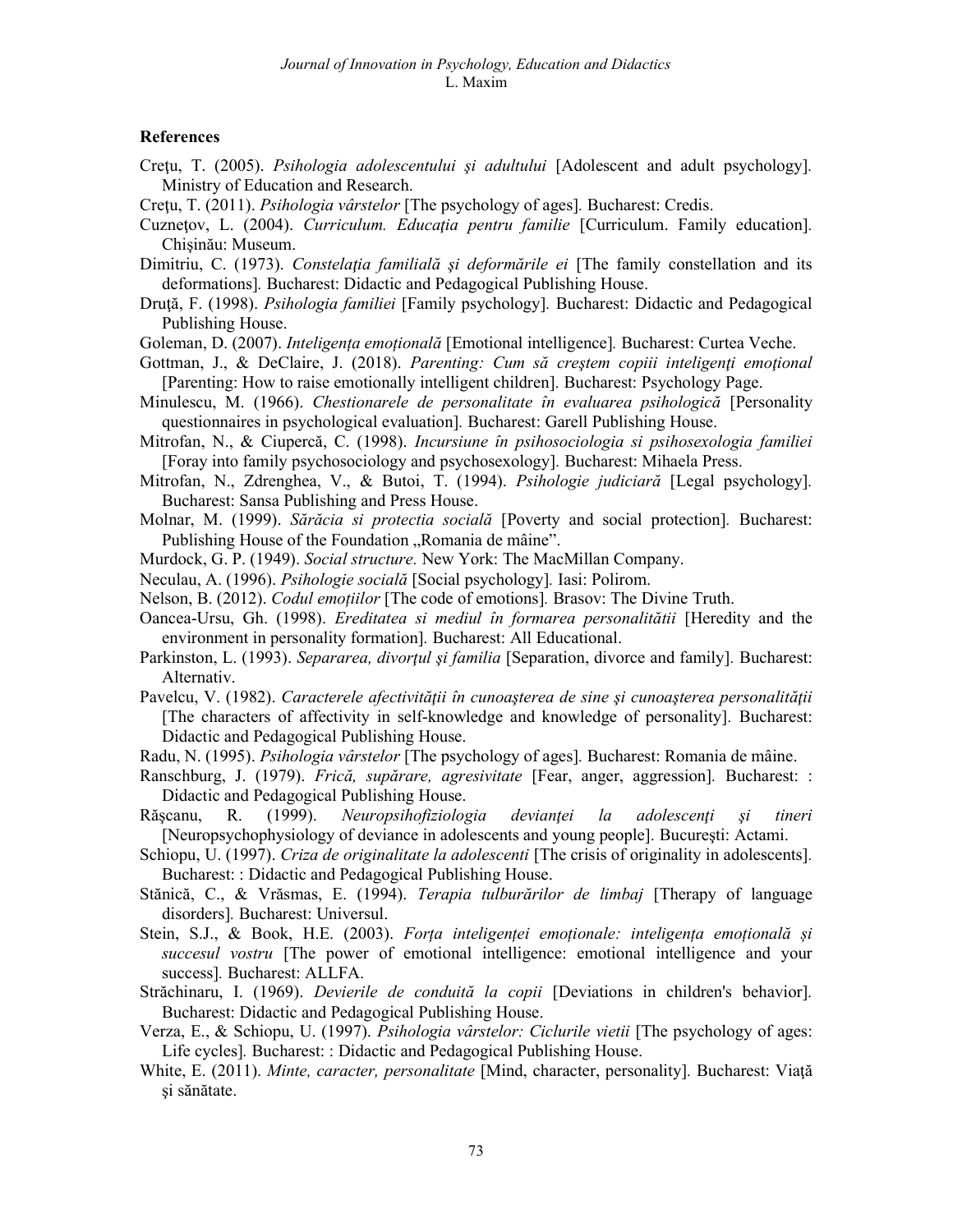## References

Creţu, T. (2005). *Psihologia adolescentului şi adultului* [Adolescent and adult psychology]. Ministry of Education and Research.

Creţu, T. (2011). *Psihologia vârstelor* [The psychology of ages]. Bucharest: Credis.

Cuzneţov, L. (2004). *Curriculum. Educaţia pentru familie* [Curriculum. Family education]. Chişinău: Museum.

Dimitriu, C. (1973). *Constelaţia familială şi deformările ei* [The family constellation and its deformations]. Bucharest: Didactic and Pedagogical Publishing House.

Druţă, F. (1998). *Psihologia familiei* [Family psychology]. Bucharest: Didactic and Pedagogical Publishing House.

Goleman, D. (2007). *Inteligența emoțională* [Emotional intelligence]. Bucharest: Curtea Veche.

Gottman, J., & DeClaire, J. (2018). *Parenting: Cum să creştem copiii inteligenţi emoţional* [Parenting: How to raise emotionally intelligent children]. Bucharest: Psychology Page.

Minulescu, M. (1966). *Chestionarele de personalitate în evaluarea psihologică* [Personality questionnaires in psychological evaluation]. Bucharest: Garell Publishing House.

Mitrofan, N., & Ciupercă, C. (1998). *Incursiune în psihosociologia si psihosexologia familiei* [Foray into family psychosociology and psychosexology]. Bucharest: Mihaela Press.

Mitrofan, N., Zdrenghea, V., & Butoi, T. (1994). *Psihologie judiciară* [Legal psychology]. Bucharest: Sansa Publishing and Press House.

Molnar, M. (1999). *Sărăcia si protectia socială* [Poverty and social protection]. Bucharest: Publishing House of the Foundation „Romania de mâine".

Murdock, G. P. (1949). *Social structure.* New York: The MacMillan Company.

Neculau, A. (1996). *Psihologie socială* [Social psychology]. Iasi: Polirom.

Nelson, B. (2012). *Codul emoțiilor* [The code of emotions]. Brasov: The Divine Truth.

Oancea-Ursu, Gh. (1998). *Ereditatea si mediul în formarea personalitătii* [Heredity and the environment in personality formation]. Bucharest: All Educational.

Parkinston, L. (1993). *Separarea, divorţul şi familia* [Separation, divorce and family]. Bucharest: Alternativ.

Pavelcu, V. (1982). *Caracterele afectivităţii în cunoaşterea de sine şi cunoaşterea personalităţii* [The characters of affectivity in self-knowledge and knowledge of personality]. Bucharest: Didactic and Pedagogical Publishing House.

Radu, N. (1995). *Psihologia vârstelor* [The psychology of ages]. Bucharest: Romania de mâine.

Ranschburg, J. (1979). *Frică, supărare, agresivitate* [Fear, anger, aggression]. Bucharest: : Didactic and Pedagogical Publishing House.

Răşcanu, R. (1999). *Neuropsihofiziologia devianţei la adolescenţi şi tineri* [Neuropsychophysiology of deviance in adolescents and young people]. Bucureşti: Actami.

Schiopu, U. (1997). *Criza de originalitate la adolescenti* [The crisis of originality in adolescents]. Bucharest: : Didactic and Pedagogical Publishing House.

Stănică, C., & Vrăsmas, E. (1994). *Terapia tulburărilor de limbaj* [Therapy of language disorders]. Bucharest: Universul.

Stein, S.J., & Book, H.E. (2003). *Forța inteligenței emoționale: inteligența emoțională și succesul vostru* [The power of emotional intelligence: emotional intelligence and your success]. Bucharest: ALLFA.

Străchinaru, I. (1969). *Devierile de conduită la copii* [Deviations in children's behavior]. Bucharest: Didactic and Pedagogical Publishing House.

Verza, E., & Schiopu, U. (1997). *Psihologia vârstelor: Ciclurile vietii* [The psychology of ages: Life cycles]. Bucharest: : Didactic and Pedagogical Publishing House.

White, E. (2011). *Minte, caracter, personalitate* [Mind, character, personality]. Bucharest: Viaţă şi sănătate.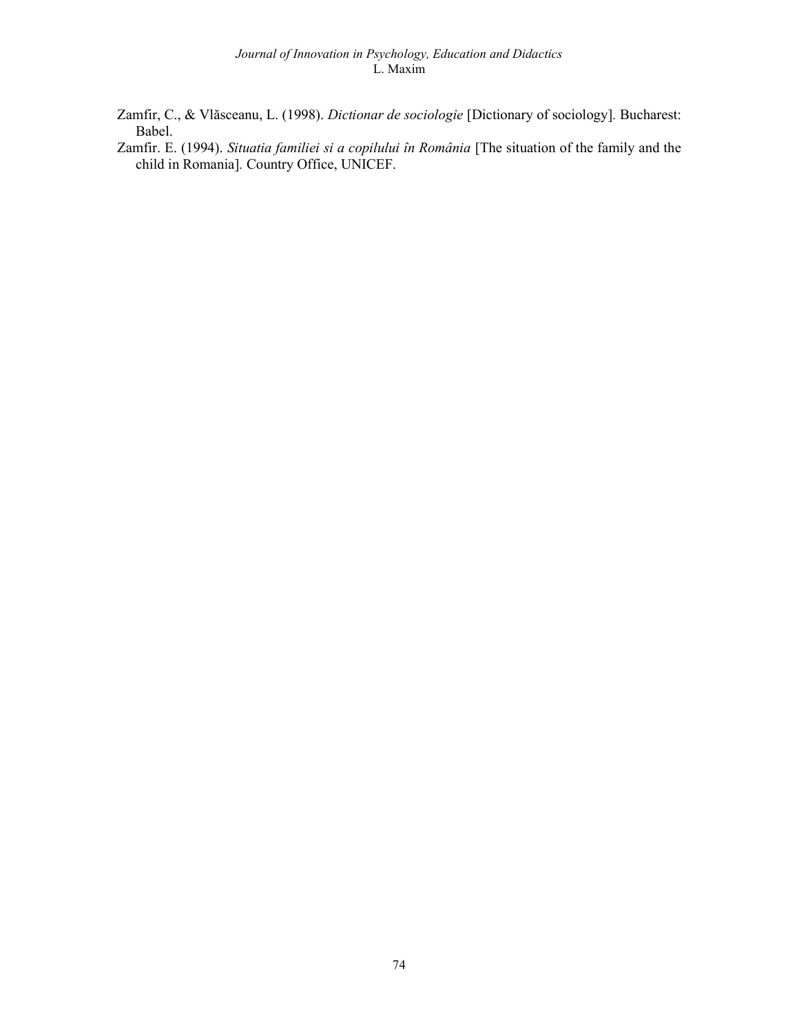Zamfir, C., & Vlăsceanu, L. (1998). *Dictionar de sociologie* [Dictionary of sociology]. Bucharest: Babel.

Zamfir. E. (1994). *Situatia familiei si a copilului în România* [The situation of the family and the child in Romania]. Country Office, UNICEF.